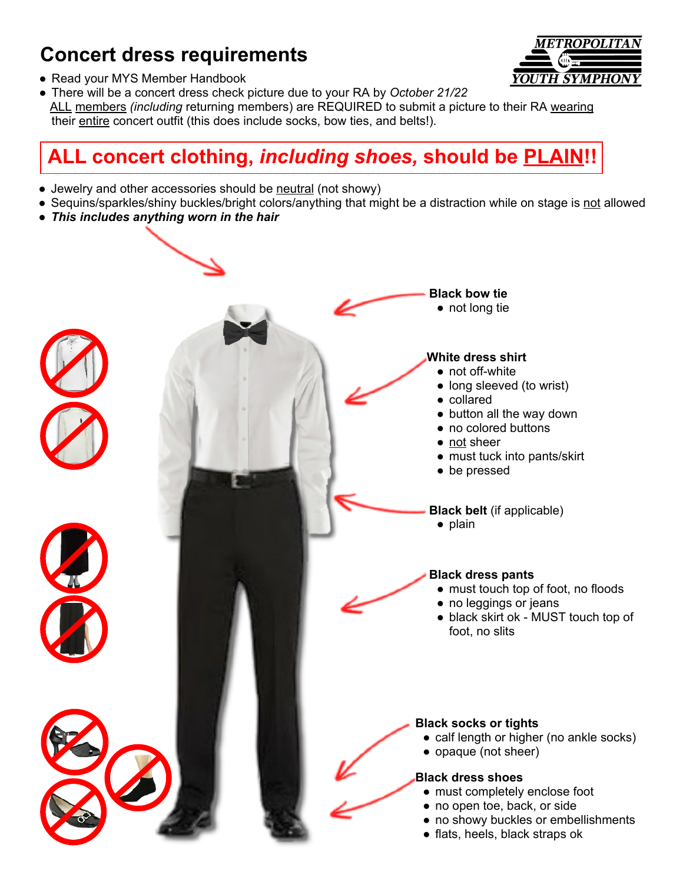# Concert dress requirements

METROPOLITAN YOUTH SYMPHONY

- Read your MYS Member Handbook
- There will be a concert dress check picture due to your RA by *October 21/22*
  ALL members *(including* returning members) are REQUIRED to submit a picture to their RA wearing their entire concert outfit (this does include socks, bow ties, and belts!).

## ALL concert clothing, *including shoes,* should be PLAIN!!

- Jewelry and other accessories should be neutral (not showy)
- Sequins/sparkles/shiny buckles/bright colors/anything that might be a distraction while on stage is not allowed
- ***This includes anything worn in the hair***

**Black bow tie**
- not long tie

**White dress shirt**
- not off-white
- long sleeved (to wrist)
- collared
- button all the way down
- no colored buttons
- not sheer
- must tuck into pants/skirt
- be pressed

**Black belt** (if applicable)
- plain

**Black dress pants**
- must touch top of foot, no floods
- no leggings or jeans
- black skirt ok - MUST touch top of foot, no slits

**Black socks or tights**
- calf length or higher (no ankle socks)
- opaque (not sheer)

**Black dress shoes**
- must completely enclose foot
- no open toe, back, or side
- no showy buckles or embellishments
- flats, heels, black straps ok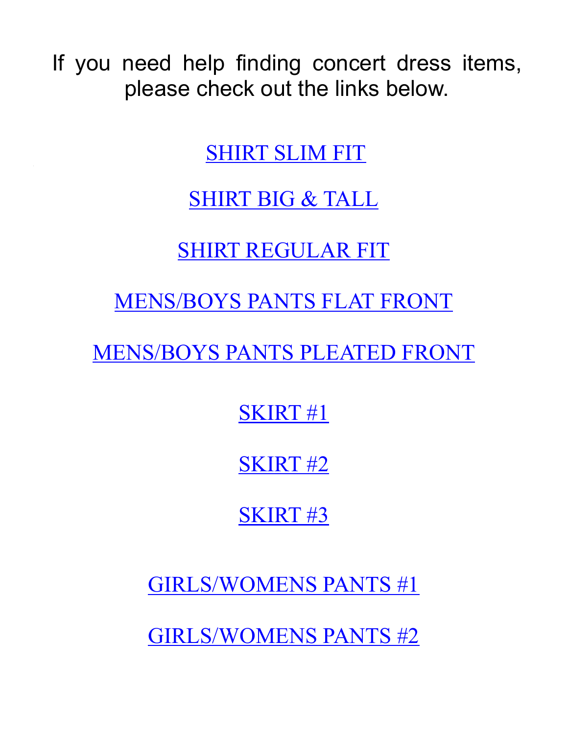If you need help finding concert dress items, please check out the links below.

SHIRT SLIM FIT

SHIRT BIG & TALL

SHIRT REGULAR FIT

MENS/BOYS PANTS FLAT FRONT

MENS/BOYS PANTS PLEATED FRONT

SKIRT #1

SKIRT #2

SKIRT #3

GIRLS/WOMENS PANTS #1

GIRLS/WOMENS PANTS #2